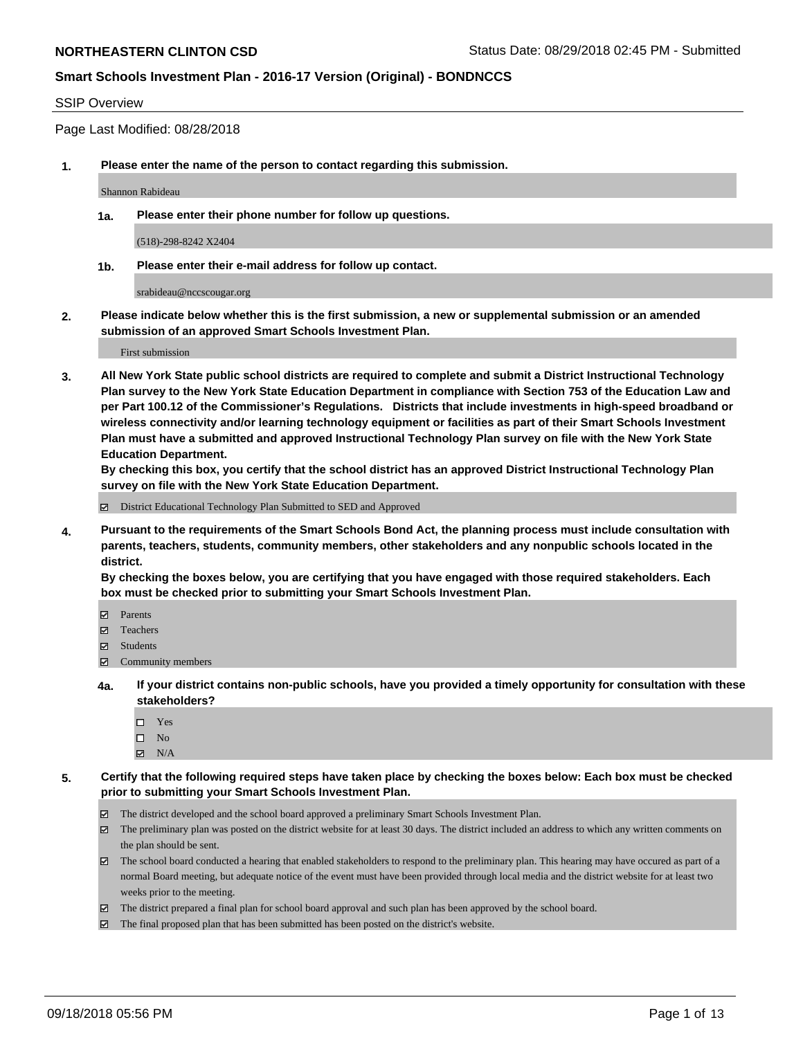# NORTHEASTERN CLINTON CSD

Status Date: 08/29/2018 02:45 PM - Submitted

## Smart Schools Investment Plan - 2016-17 Version (Original) - BONDNCCS

SSIP Overview

Page Last Modified: 08/28/2018

**1. Please enter the name of the person to contact regarding this submission.**

Shannon Rabideau

**1a. Please enter their phone number for follow up questions.**

(518)-298-8242 X2404

**1b. Please enter their e-mail address for follow up contact.**

srabideau@nccscougar.org

**2. Please indicate below whether this is the first submission, a new or supplemental submission or an amended submission of an approved Smart Schools Investment Plan.**

First submission

**3. All New York State public school districts are required to complete and submit a District Instructional Technology Plan survey to the New York State Education Department in compliance with Section 753 of the Education Law and per Part 100.12 of the Commissioner's Regulations. Districts that include investments in high-speed broadband or wireless connectivity and/or learning technology equipment or facilities as part of their Smart Schools Investment Plan must have a submitted and approved Instructional Technology Plan survey on file with the New York State Education Department.**
**By checking this box, you certify that the school district has an approved District Instructional Technology Plan survey on file with the New York State Education Department.**

☑ District Educational Technology Plan Submitted to SED and Approved

**4. Pursuant to the requirements of the Smart Schools Bond Act, the planning process must include consultation with parents, teachers, students, community members, other stakeholders and any nonpublic schools located in the district.**
**By checking the boxes below, you are certifying that you have engaged with those required stakeholders. Each box must be checked prior to submitting your Smart Schools Investment Plan.**

☑ Parents
☑ Teachers
☑ Students
☑ Community members

**4a. If your district contains non-public schools, have you provided a timely opportunity for consultation with these stakeholders?**

☐ Yes
☐ No
☑ N/A

**5. Certify that the following required steps have taken place by checking the boxes below: Each box must be checked prior to submitting your Smart Schools Investment Plan.**

☑ The district developed and the school board approved a preliminary Smart Schools Investment Plan.
☑ The preliminary plan was posted on the district website for at least 30 days. The district included an address to which any written comments on the plan should be sent.
☑ The school board conducted a hearing that enabled stakeholders to respond to the preliminary plan. This hearing may have occured as part of a normal Board meeting, but adequate notice of the event must have been provided through local media and the district website for at least two weeks prior to the meeting.
☑ The district prepared a final plan for school board approval and such plan has been approved by the school board.
☑ The final proposed plan that has been submitted has been posted on the district's website.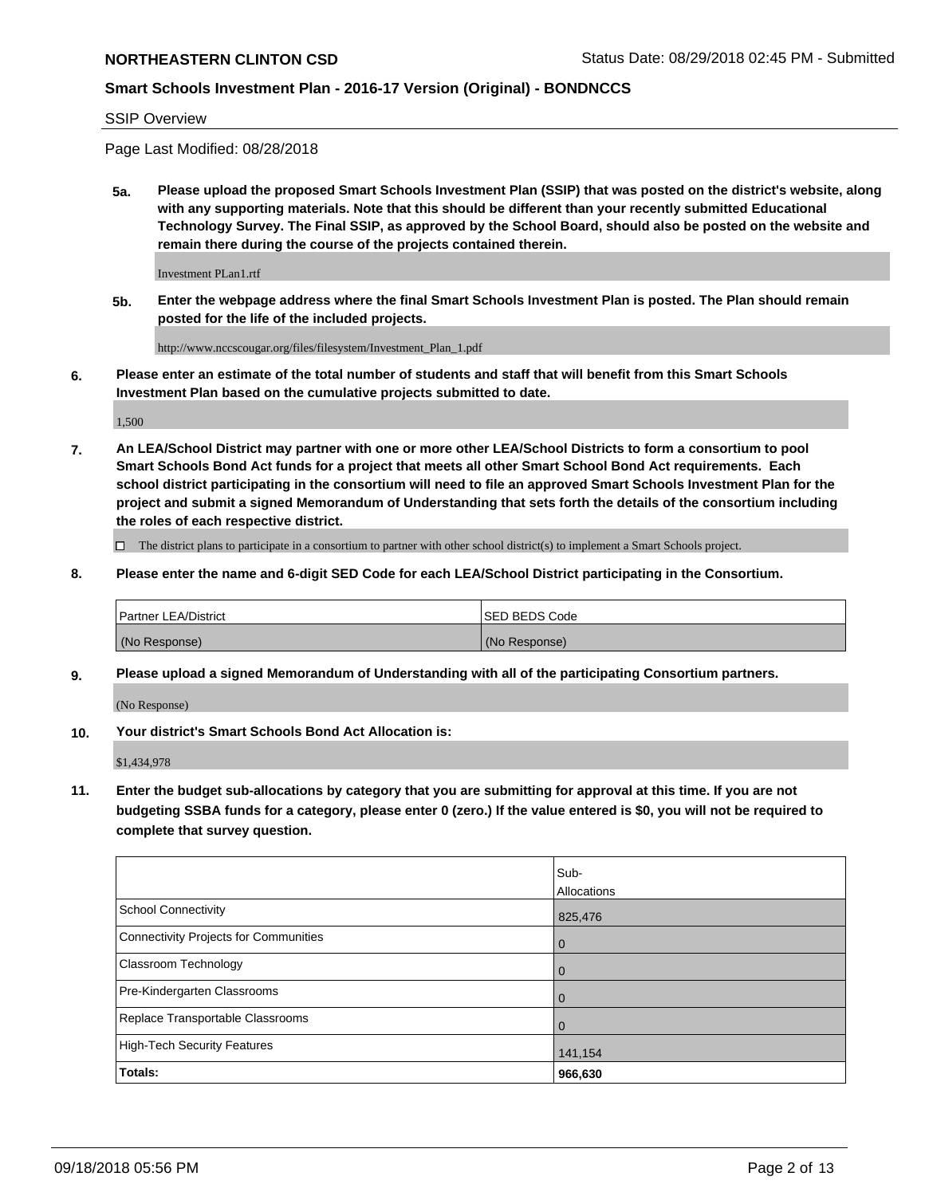**NORTHEASTERN CLINTON CSD**

Status Date: 08/29/2018 02:45 PM - Submitted

**Smart Schools Investment Plan - 2016-17 Version (Original) - BONDNCCS**

SSIP Overview

Page Last Modified: 08/28/2018

**5a. Please upload the proposed Smart Schools Investment Plan (SSIP) that was posted on the district's website, along with any supporting materials. Note that this should be different than your recently submitted Educational Technology Survey. The Final SSIP, as approved by the School Board, should also be posted on the website and remain there during the course of the projects contained therein.**

Investment PLan1.rtf

**5b. Enter the webpage address where the final Smart Schools Investment Plan is posted. The Plan should remain posted for the life of the included projects.**

http://www.nccscougar.org/files/filesystem/Investment_Plan_1.pdf

**6. Please enter an estimate of the total number of students and staff that will benefit from this Smart Schools Investment Plan based on the cumulative projects submitted to date.**

1,500

**7. An LEA/School District may partner with one or more other LEA/School Districts to form a consortium to pool Smart Schools Bond Act funds for a project that meets all other Smart School Bond Act requirements. Each school district participating in the consortium will need to file an approved Smart Schools Investment Plan for the project and submit a signed Memorandum of Understanding that sets forth the details of the consortium including the roles of each respective district.**

☐ The district plans to participate in a consortium to partner with other school district(s) to implement a Smart Schools project.

**8. Please enter the name and 6-digit SED Code for each LEA/School District participating in the Consortium.**

| Partner LEA/District | SED BEDS Code |
|---|---|
| (No Response) | (No Response) |

**9. Please upload a signed Memorandum of Understanding with all of the participating Consortium partners.**

(No Response)

**10. Your district's Smart Schools Bond Act Allocation is:**

$1,434,978

**11. Enter the budget sub-allocations by category that you are submitting for approval at this time. If you are not budgeting SSBA funds for a category, please enter 0 (zero.) If the value entered is $0, you will not be required to complete that survey question.**

| | Sub-Allocations |
|---|---|
| School Connectivity | 825,476 |
| Connectivity Projects for Communities | 0 |
| Classroom Technology | 0 |
| Pre-Kindergarten Classrooms | 0 |
| Replace Transportable Classrooms | 0 |
| High-Tech Security Features | 141,154 |
| **Totals:** | **966,630** |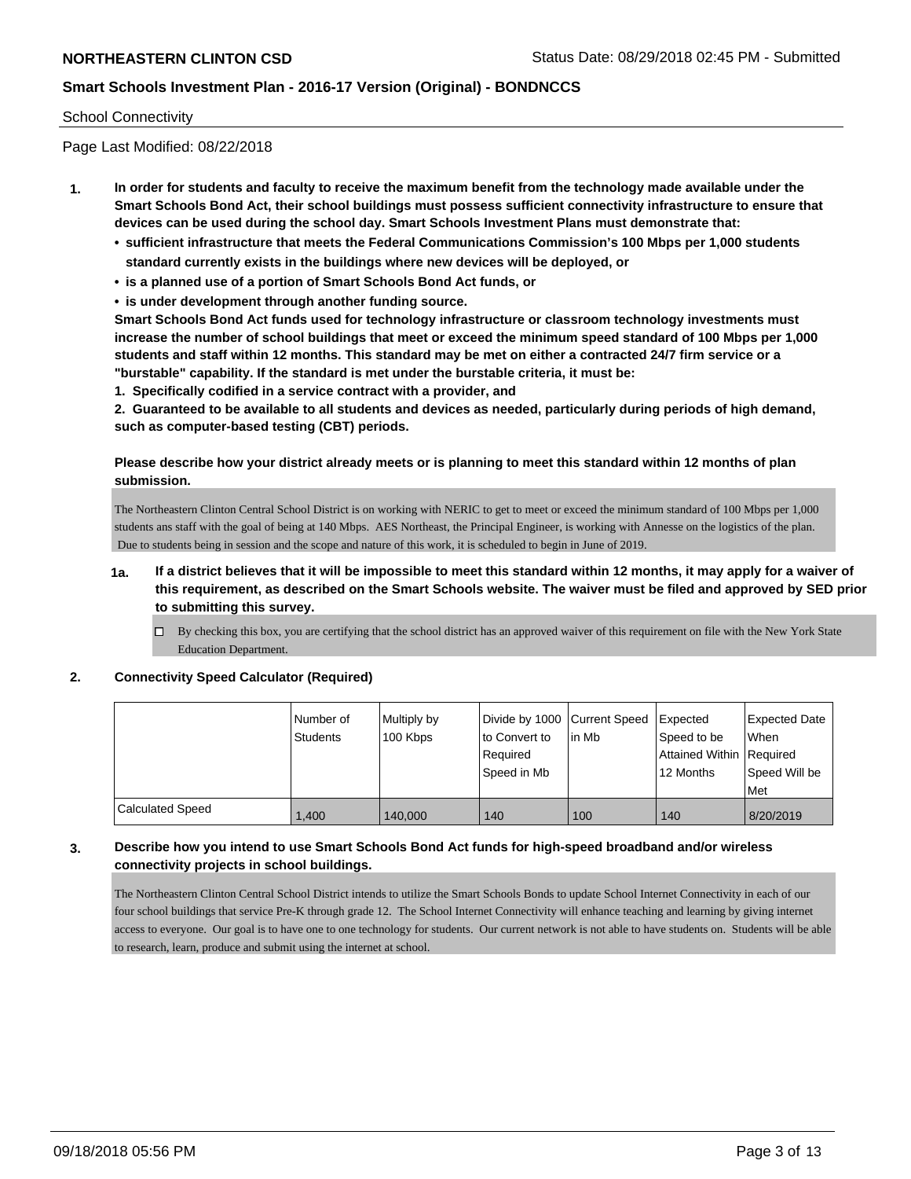School Connectivity

Page Last Modified: 08/22/2018

**1. In order for students and faculty to receive the maximum benefit from the technology made available under the Smart Schools Bond Act, their school buildings must possess sufficient connectivity infrastructure to ensure that devices can be used during the school day. Smart Schools Investment Plans must demonstrate that:**

- **sufficient infrastructure that meets the Federal Communications Commission's 100 Mbps per 1,000 students standard currently exists in the buildings where new devices will be deployed, or**
- **is a planned use of a portion of Smart Schools Bond Act funds, or**
- **is under development through another funding source.**

**Smart Schools Bond Act funds used for technology infrastructure or classroom technology investments must increase the number of school buildings that meet or exceed the minimum speed standard of 100 Mbps per 1,000 students and staff within 12 months. This standard may be met on either a contracted 24/7 firm service or a "burstable" capability. If the standard is met under the burstable criteria, it must be:**

**1. Specifically codified in a service contract with a provider, and**

**2. Guaranteed to be available to all students and devices as needed, particularly during periods of high demand, such as computer-based testing (CBT) periods.**

**Please describe how your district already meets or is planning to meet this standard within 12 months of plan submission.**

The Northeastern Clinton Central School District is on working with NERIC to get to meet or exceed the minimum standard of 100 Mbps per 1,000 students ans staff with the goal of being at 140 Mbps. AES Northeast, the Principal Engineer, is working with Annesse on the logistics of the plan. Due to students being in session and the scope and nature of this work, it is scheduled to begin in June of 2019.

**1a. If a district believes that it will be impossible to meet this standard within 12 months, it may apply for a waiver of this requirement, as described on the Smart Schools website. The waiver must be filed and approved by SED prior to submitting this survey.**

☐ By checking this box, you are certifying that the school district has an approved waiver of this requirement on file with the New York State Education Department.

**2. Connectivity Speed Calculator (Required)**

| | Number of Students | Multiply by 100 Kbps | Divide by 1000 to Convert to Required Speed in Mb | Current Speed in Mb | Expected Speed to be Attained Within 12 Months | Expected Date When Required Speed Will be Met |
|---|---|---|---|---|---|---|
| Calculated Speed | 1,400 | 140,000 | 140 | 100 | 140 | 8/20/2019 |

**3. Describe how you intend to use Smart Schools Bond Act funds for high-speed broadband and/or wireless connectivity projects in school buildings.**

The Northeastern Clinton Central School District intends to utilize the Smart Schools Bonds to update School Internet Connectivity in each of our four school buildings that service Pre-K through grade 12. The School Internet Connectivity will enhance teaching and learning by giving internet access to everyone. Our goal is to have one to one technology for students. Our current network is not able to have students on. Students will be able to research, learn, produce and submit using the internet at school.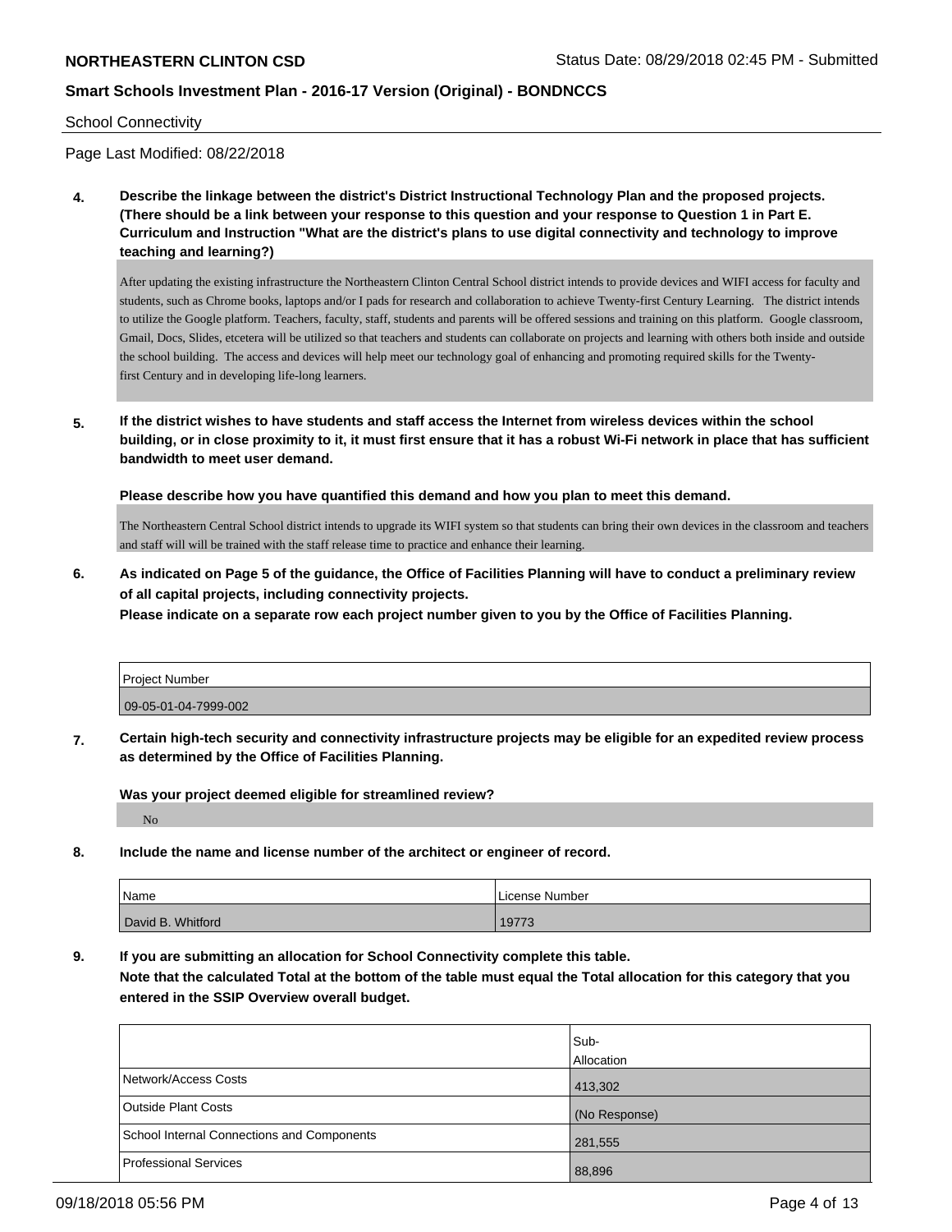School Connectivity

Page Last Modified: 08/22/2018

**4. Describe the linkage between the district's District Instructional Technology Plan and the proposed projects. (There should be a link between your response to this question and your response to Question 1 in Part E. Curriculum and Instruction "What are the district's plans to use digital connectivity and technology to improve teaching and learning?)**

After updating the existing infrastructure the Northeastern Clinton Central School district intends to provide devices and WIFI access for faculty and students, such as Chrome books, laptops and/or I pads for research and collaboration to achieve Twenty-first Century Learning. The district intends to utilize the Google platform. Teachers, faculty, staff, students and parents will be offered sessions and training on this platform. Google classroom, Gmail, Docs, Slides, etcetera will be utilized so that teachers and students can collaborate on projects and learning with others both inside and outside the school building. The access and devices will help meet our technology goal of enhancing and promoting required skills for the Twenty-first Century and in developing life-long learners.

**5. If the district wishes to have students and staff access the Internet from wireless devices within the school building, or in close proximity to it, it must first ensure that it has a robust Wi-Fi network in place that has sufficient bandwidth to meet user demand.**

**Please describe how you have quantified this demand and how you plan to meet this demand.**

The Northeastern Central School district intends to upgrade its WIFI system so that students can bring their own devices in the classroom and teachers and staff will will be trained with the staff release time to practice and enhance their learning.

**6. As indicated on Page 5 of the guidance, the Office of Facilities Planning will have to conduct a preliminary review of all capital projects, including connectivity projects.**
**Please indicate on a separate row each project number given to you by the Office of Facilities Planning.**

| Project Number |
|---|
| 09-05-01-04-7999-002 |

**7. Certain high-tech security and connectivity infrastructure projects may be eligible for an expedited review process as determined by the Office of Facilities Planning.**

**Was your project deemed eligible for streamlined review?**

No

**8. Include the name and license number of the architect or engineer of record.**

| Name | License Number |
|---|---|
| David B. Whitford | 19773 |

**9. If you are submitting an allocation for School Connectivity complete this table.**
**Note that the calculated Total at the bottom of the table must equal the Total allocation for this category that you entered in the SSIP Overview overall budget.**

| | Sub-Allocation |
|---|---|
| Network/Access Costs | 413,302 |
| Outside Plant Costs | (No Response) |
| School Internal Connections and Components | 281,555 |
| Professional Services | 88,896 |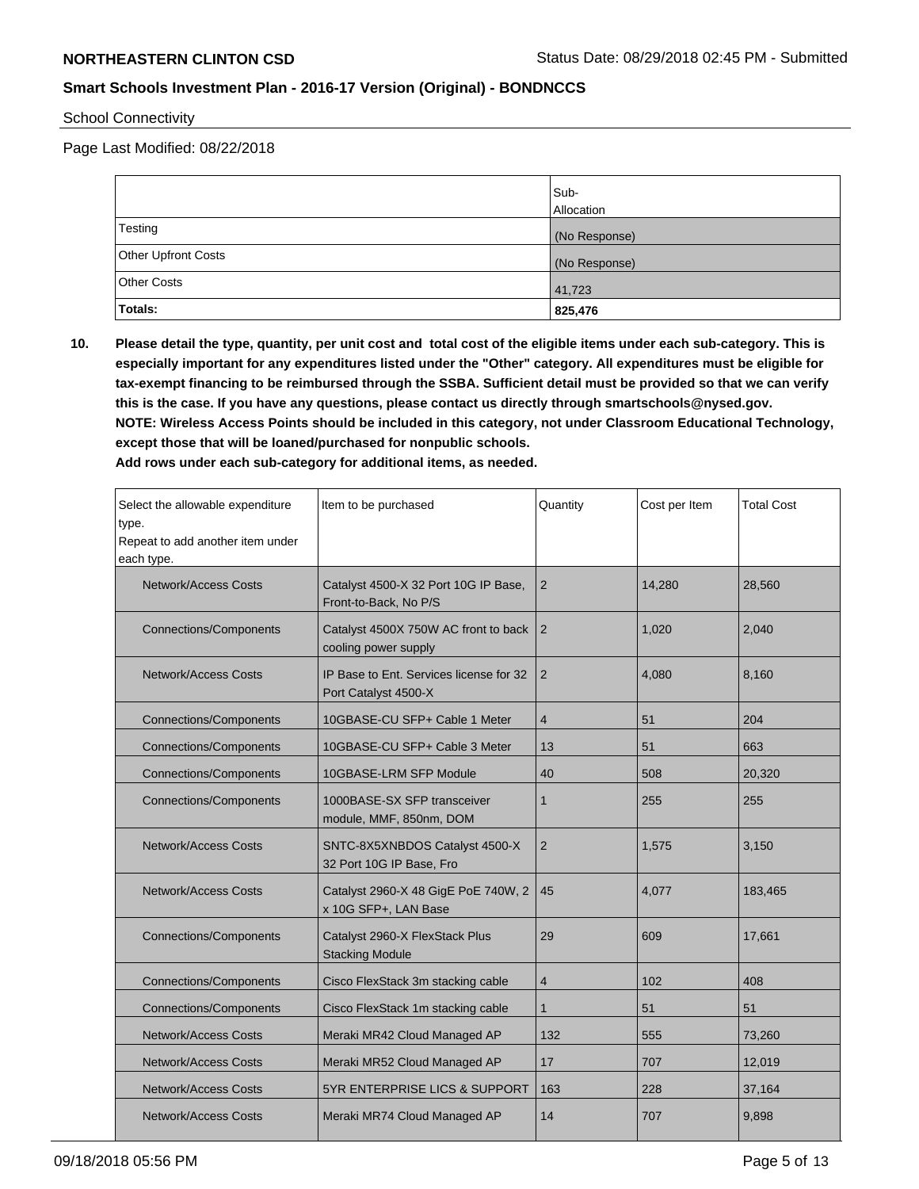School Connectivity

Page Last Modified: 08/22/2018

| | Sub-Allocation |
|---|---|
| Testing | (No Response) |
| Other Upfront Costs | (No Response) |
| Other Costs | 41,723 |
| **Totals:** | **825,476** |

**10. Please detail the type, quantity, per unit cost and total cost of the eligible items under each sub-category. This is especially important for any expenditures listed under the "Other" category. All expenditures must be eligible for tax-exempt financing to be reimbursed through the SSBA. Sufficient detail must be provided so that we can verify this is the case. If you have any questions, please contact us directly through smartschools@nysed.gov.**
**NOTE: Wireless Access Points should be included in this category, not under Classroom Educational Technology, except those that will be loaned/purchased for nonpublic schools.**
**Add rows under each sub-category for additional items, as needed.**

| Select the allowable expenditure type. Repeat to add another item under each type. | Item to be purchased | Quantity | Cost per Item | Total Cost |
|---|---|---|---|---|
| Network/Access Costs | Catalyst 4500-X 32 Port 10G IP Base, Front-to-Back, No P/S | 2 | 14,280 | 28,560 |
| Connections/Components | Catalyst 4500X 750W AC front to back cooling power supply | 2 | 1,020 | 2,040 |
| Network/Access Costs | IP Base to Ent. Services license for 32 Port Catalyst 4500-X | 2 | 4,080 | 8,160 |
| Connections/Components | 10GBASE-CU SFP+ Cable 1 Meter | 4 | 51 | 204 |
| Connections/Components | 10GBASE-CU SFP+ Cable 3 Meter | 13 | 51 | 663 |
| Connections/Components | 10GBASE-LRM SFP Module | 40 | 508 | 20,320 |
| Connections/Components | 1000BASE-SX SFP transceiver module, MMF, 850nm, DOM | 1 | 255 | 255 |
| Network/Access Costs | SNTC-8X5XNBDOS Catalyst 4500-X 32 Port 10G IP Base, Fro | 2 | 1,575 | 3,150 |
| Network/Access Costs | Catalyst 2960-X 48 GigE PoE 740W, 2 x 10G SFP+, LAN Base | 45 | 4,077 | 183,465 |
| Connections/Components | Catalyst 2960-X FlexStack Plus Stacking Module | 29 | 609 | 17,661 |
| Connections/Components | Cisco FlexStack 3m stacking cable | 4 | 102 | 408 |
| Connections/Components | Cisco FlexStack 1m stacking cable | 1 | 51 | 51 |
| Network/Access Costs | Meraki MR42 Cloud Managed AP | 132 | 555 | 73,260 |
| Network/Access Costs | Meraki MR52 Cloud Managed AP | 17 | 707 | 12,019 |
| Network/Access Costs | 5YR ENTERPRISE LICS & SUPPORT | 163 | 228 | 37,164 |
| Network/Access Costs | Meraki MR74 Cloud Managed AP | 14 | 707 | 9,898 |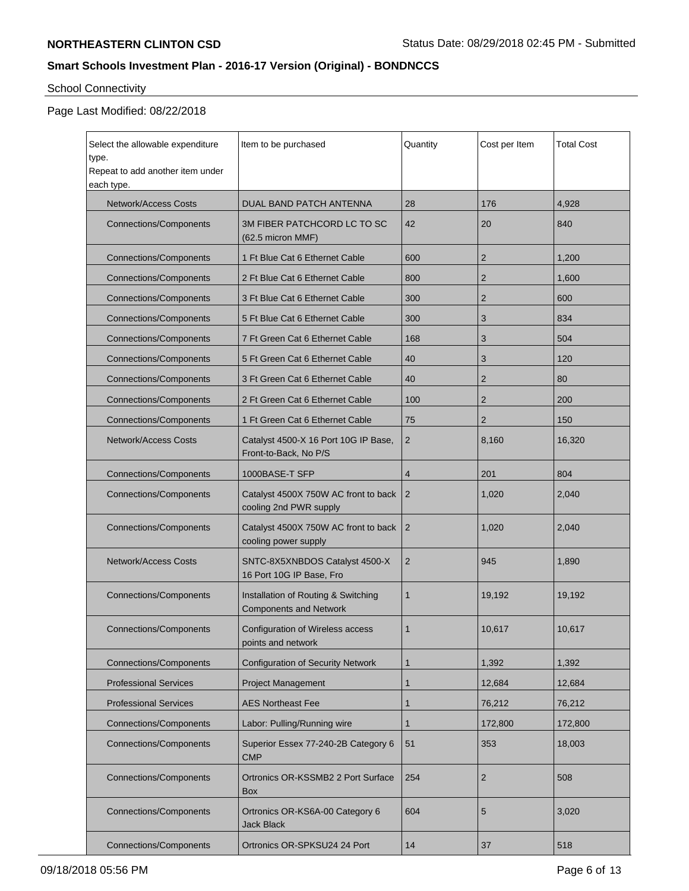**NORTHEASTERN CLINTON CSD**

**Smart Schools Investment Plan - 2016-17 Version (Original) - BONDNCCS**

School Connectivity

Page Last Modified: 08/22/2018

| Select the allowable expenditure type. Repeat to add another item under each type. | Item to be purchased | Quantity | Cost per Item | Total Cost |
|---|---|---|---|---|
| Network/Access Costs | DUAL BAND PATCH ANTENNA | 28 | 176 | 4,928 |
| Connections/Components | 3M FIBER PATCHCORD LC TO SC (62.5 micron MMF) | 42 | 20 | 840 |
| Connections/Components | 1 Ft Blue Cat 6 Ethernet Cable | 600 | 2 | 1,200 |
| Connections/Components | 2 Ft Blue Cat 6 Ethernet Cable | 800 | 2 | 1,600 |
| Connections/Components | 3 Ft Blue Cat 6 Ethernet Cable | 300 | 2 | 600 |
| Connections/Components | 5 Ft Blue Cat 6 Ethernet Cable | 300 | 3 | 834 |
| Connections/Components | 7 Ft Green Cat 6 Ethernet Cable | 168 | 3 | 504 |
| Connections/Components | 5 Ft Green Cat 6 Ethernet Cable | 40 | 3 | 120 |
| Connections/Components | 3 Ft Green Cat 6 Ethernet Cable | 40 | 2 | 80 |
| Connections/Components | 2 Ft Green Cat 6 Ethernet Cable | 100 | 2 | 200 |
| Connections/Components | 1 Ft Green Cat 6 Ethernet Cable | 75 | 2 | 150 |
| Network/Access Costs | Catalyst 4500-X 16 Port 10G IP Base, Front-to-Back, No P/S | 2 | 8,160 | 16,320 |
| Connections/Components | 1000BASE-T SFP | 4 | 201 | 804 |
| Connections/Components | Catalyst 4500X 750W AC front to back cooling 2nd PWR supply | 2 | 1,020 | 2,040 |
| Connections/Components | Catalyst 4500X 750W AC front to back cooling power supply | 2 | 1,020 | 2,040 |
| Network/Access Costs | SNTC-8X5XNBDOS Catalyst 4500-X 16 Port 10G IP Base, Fro | 2 | 945 | 1,890 |
| Connections/Components | Installation of Routing & Switching Components and Network | 1 | 19,192 | 19,192 |
| Connections/Components | Configuration of Wireless access points and network | 1 | 10,617 | 10,617 |
| Connections/Components | Configuration of Security Network | 1 | 1,392 | 1,392 |
| Professional Services | Project Management | 1 | 12,684 | 12,684 |
| Professional Services | AES Northeast Fee | 1 | 76,212 | 76,212 |
| Connections/Components | Labor: Pulling/Running wire | 1 | 172,800 | 172,800 |
| Connections/Components | Superior Essex 77-240-2B Category 6 CMP | 51 | 353 | 18,003 |
| Connections/Components | Ortronics OR-KSSMB2 2 Port Surface Box | 254 | 2 | 508 |
| Connections/Components | Ortronics OR-KS6A-00 Category 6 Jack Black | 604 | 5 | 3,020 |
| Connections/Components | Ortronics OR-SPKSU24 24 Port | 14 | 37 | 518 |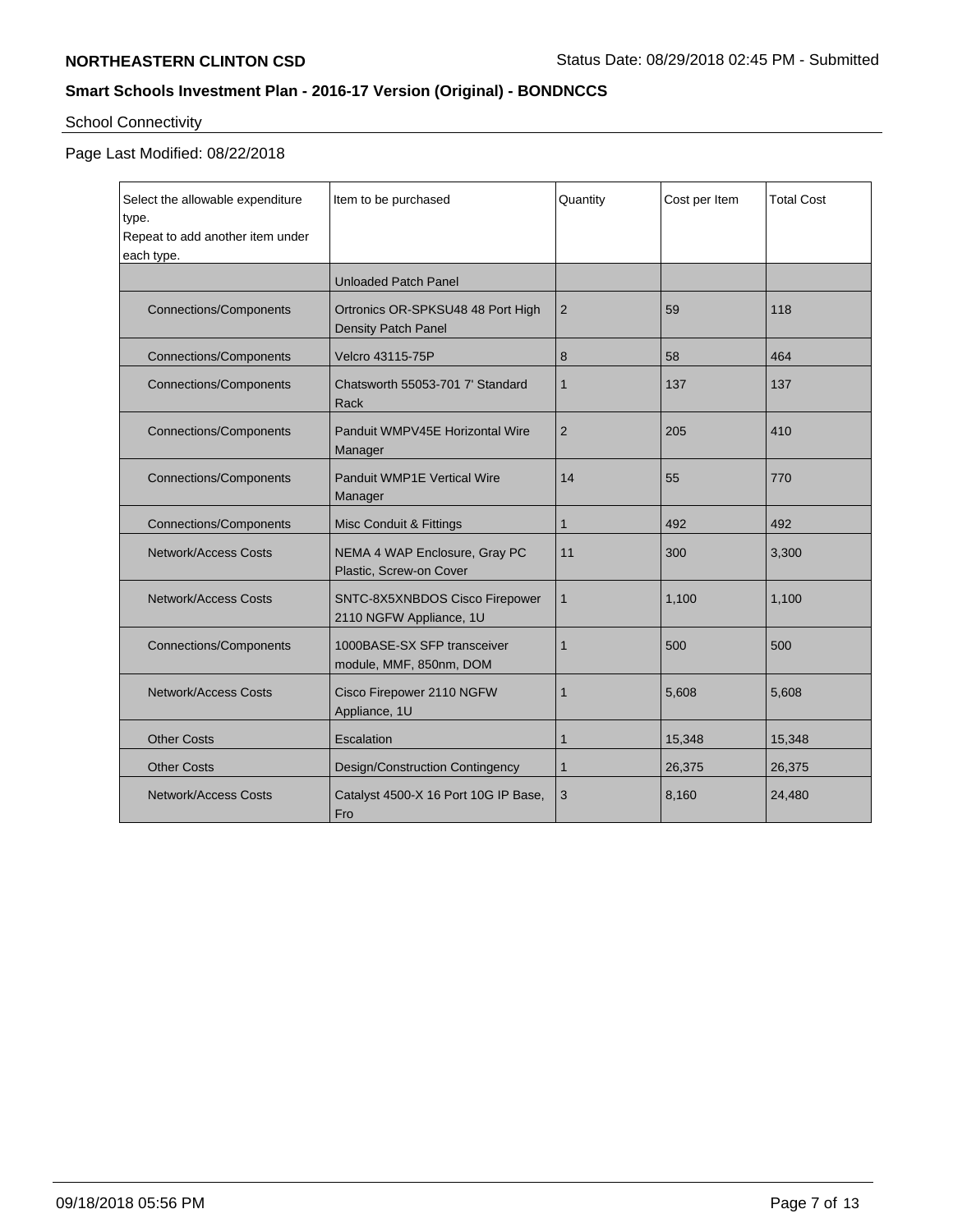School Connectivity

Page Last Modified: 08/22/2018

| Select the allowable expenditure type. Repeat to add another item under each type. | Item to be purchased | Quantity | Cost per Item | Total Cost |
|---|---|---|---|---|
| | Unloaded Patch Panel | | | |
| Connections/Components | Ortronics OR-SPKSU48 48 Port High Density Patch Panel | 2 | 59 | 118 |
| Connections/Components | Velcro 43115-75P | 8 | 58 | 464 |
| Connections/Components | Chatsworth 55053-701 7' Standard Rack | 1 | 137 | 137 |
| Connections/Components | Panduit WMPV45E Horizontal Wire Manager | 2 | 205 | 410 |
| Connections/Components | Panduit WMP1E Vertical Wire Manager | 14 | 55 | 770 |
| Connections/Components | Misc Conduit & Fittings | 1 | 492 | 492 |
| Network/Access Costs | NEMA 4 WAP Enclosure, Gray PC Plastic, Screw-on Cover | 11 | 300 | 3,300 |
| Network/Access Costs | SNTC-8X5XNBDOS Cisco Firepower 2110 NGFW Appliance, 1U | 1 | 1,100 | 1,100 |
| Connections/Components | 1000BASE-SX SFP transceiver module, MMF, 850nm, DOM | 1 | 500 | 500 |
| Network/Access Costs | Cisco Firepower 2110 NGFW Appliance, 1U | 1 | 5,608 | 5,608 |
| Other Costs | Escalation | 1 | 15,348 | 15,348 |
| Other Costs | Design/Construction Contingency | 1 | 26,375 | 26,375 |
| Network/Access Costs | Catalyst 4500-X 16 Port 10G IP Base, Fro | 3 | 8,160 | 24,480 |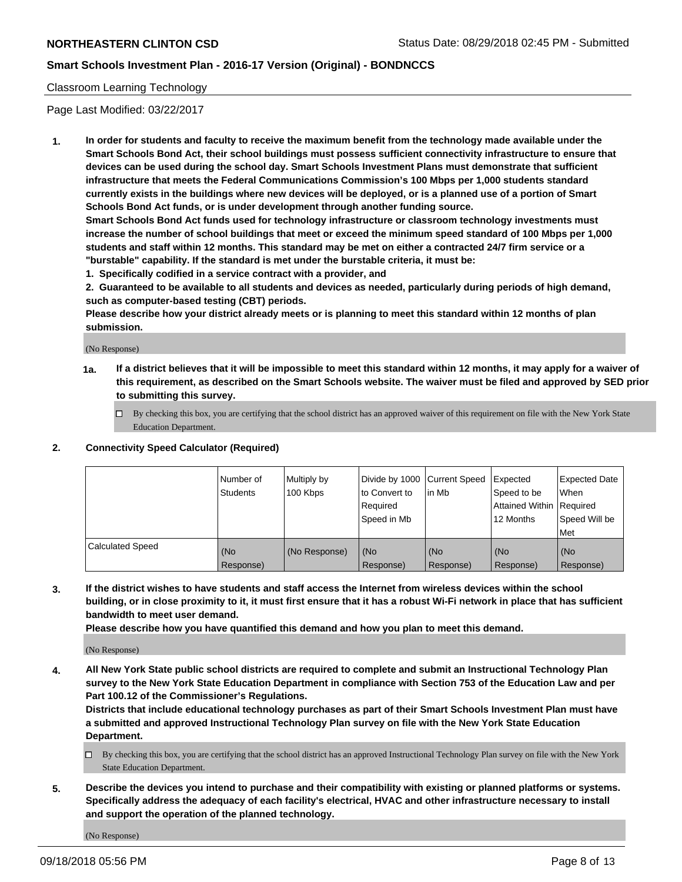Classroom Learning Technology

Page Last Modified: 03/22/2017

1. **In order for students and faculty to receive the maximum benefit from the technology made available under the Smart Schools Bond Act, their school buildings must possess sufficient connectivity infrastructure to ensure that devices can be used during the school day. Smart Schools Investment Plans must demonstrate that sufficient infrastructure that meets the Federal Communications Commission's 100 Mbps per 1,000 students standard currently exists in the buildings where new devices will be deployed, or is a planned use of a portion of Smart Schools Bond Act funds, or is under development through another funding source.**
   **Smart Schools Bond Act funds used for technology infrastructure or classroom technology investments must increase the number of school buildings that meet or exceed the minimum speed standard of 100 Mbps per 1,000 students and staff within 12 months. This standard may be met on either a contracted 24/7 firm service or a "burstable" capability. If the standard is met under the burstable criteria, it must be:**
   **1. Specifically codified in a service contract with a provider, and**
   **2. Guaranteed to be available to all students and devices as needed, particularly during periods of high demand, such as computer-based testing (CBT) periods.**
   **Please describe how your district already meets or is planning to meet this standard within 12 months of plan submission.**

   (No Response)

   **1a. If a district believes that it will be impossible to meet this standard within 12 months, it may apply for a waiver of this requirement, as described on the Smart Schools website. The waiver must be filed and approved by SED prior to submitting this survey.**

   ☐ By checking this box, you are certifying that the school district has an approved waiver of this requirement on file with the New York State Education Department.

2. **Connectivity Speed Calculator (Required)**

| | Number of Students | Multiply by 100 Kbps | Divide by 1000 to Convert to Required Speed in Mb | Current Speed in Mb | Expected Speed to be Attained Within 12 Months | Expected Date When Required Speed Will be Met |
|---|---|---|---|---|---|---|
| Calculated Speed | (No Response) | (No Response) | (No Response) | (No Response) | (No Response) | (No Response) |

3. **If the district wishes to have students and staff access the Internet from wireless devices within the school building, or in close proximity to it, it must first ensure that it has a robust Wi-Fi network in place that has sufficient bandwidth to meet user demand.**
   **Please describe how you have quantified this demand and how you plan to meet this demand.**

   (No Response)

4. **All New York State public school districts are required to complete and submit an Instructional Technology Plan survey to the New York State Education Department in compliance with Section 753 of the Education Law and per Part 100.12 of the Commissioner's Regulations.**
   **Districts that include educational technology purchases as part of their Smart Schools Investment Plan must have a submitted and approved Instructional Technology Plan survey on file with the New York State Education Department.**

   ☐ By checking this box, you are certifying that the school district has an approved Instructional Technology Plan survey on file with the New York State Education Department.

5. **Describe the devices you intend to purchase and their compatibility with existing or planned platforms or systems. Specifically address the adequacy of each facility's electrical, HVAC and other infrastructure necessary to install and support the operation of the planned technology.**

   (No Response)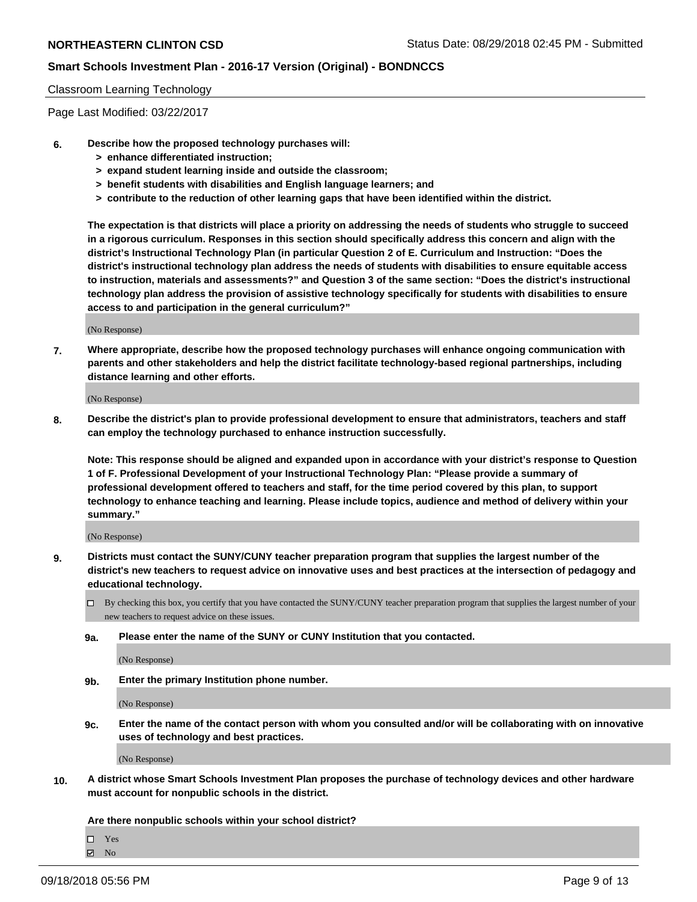Classroom Learning Technology

Page Last Modified: 03/22/2017

**6. Describe how the proposed technology purchases will:**
- **> enhance differentiated instruction;**
- **> expand student learning inside and outside the classroom;**
- **> benefit students with disabilities and English language learners; and**
- **> contribute to the reduction of other learning gaps that have been identified within the district.**

**The expectation is that districts will place a priority on addressing the needs of students who struggle to succeed in a rigorous curriculum. Responses in this section should specifically address this concern and align with the district's Instructional Technology Plan (in particular Question 2 of E. Curriculum and Instruction: "Does the district's instructional technology plan address the needs of students with disabilities to ensure equitable access to instruction, materials and assessments?" and Question 3 of the same section: "Does the district's instructional technology plan address the provision of assistive technology specifically for students with disabilities to ensure access to and participation in the general curriculum?"**

(No Response)

**7. Where appropriate, describe how the proposed technology purchases will enhance ongoing communication with parents and other stakeholders and help the district facilitate technology-based regional partnerships, including distance learning and other efforts.**

(No Response)

**8. Describe the district's plan to provide professional development to ensure that administrators, teachers and staff can employ the technology purchased to enhance instruction successfully.**

**Note: This response should be aligned and expanded upon in accordance with your district's response to Question 1 of F. Professional Development of your Instructional Technology Plan: "Please provide a summary of professional development offered to teachers and staff, for the time period covered by this plan, to support technology to enhance teaching and learning. Please include topics, audience and method of delivery within your summary."**

(No Response)

**9. Districts must contact the SUNY/CUNY teacher preparation program that supplies the largest number of the district's new teachers to request advice on innovative uses and best practices at the intersection of pedagogy and educational technology.**

☐ By checking this box, you certify that you have contacted the SUNY/CUNY teacher preparation program that supplies the largest number of your new teachers to request advice on these issues.

**9a. Please enter the name of the SUNY or CUNY Institution that you contacted.**

(No Response)

**9b. Enter the primary Institution phone number.**

(No Response)

**9c. Enter the name of the contact person with whom you consulted and/or will be collaborating with on innovative uses of technology and best practices.**

(No Response)

**10. A district whose Smart Schools Investment Plan proposes the purchase of technology devices and other hardware must account for nonpublic schools in the district.**

**Are there nonpublic schools within your school district?**

☐ Yes
☑ No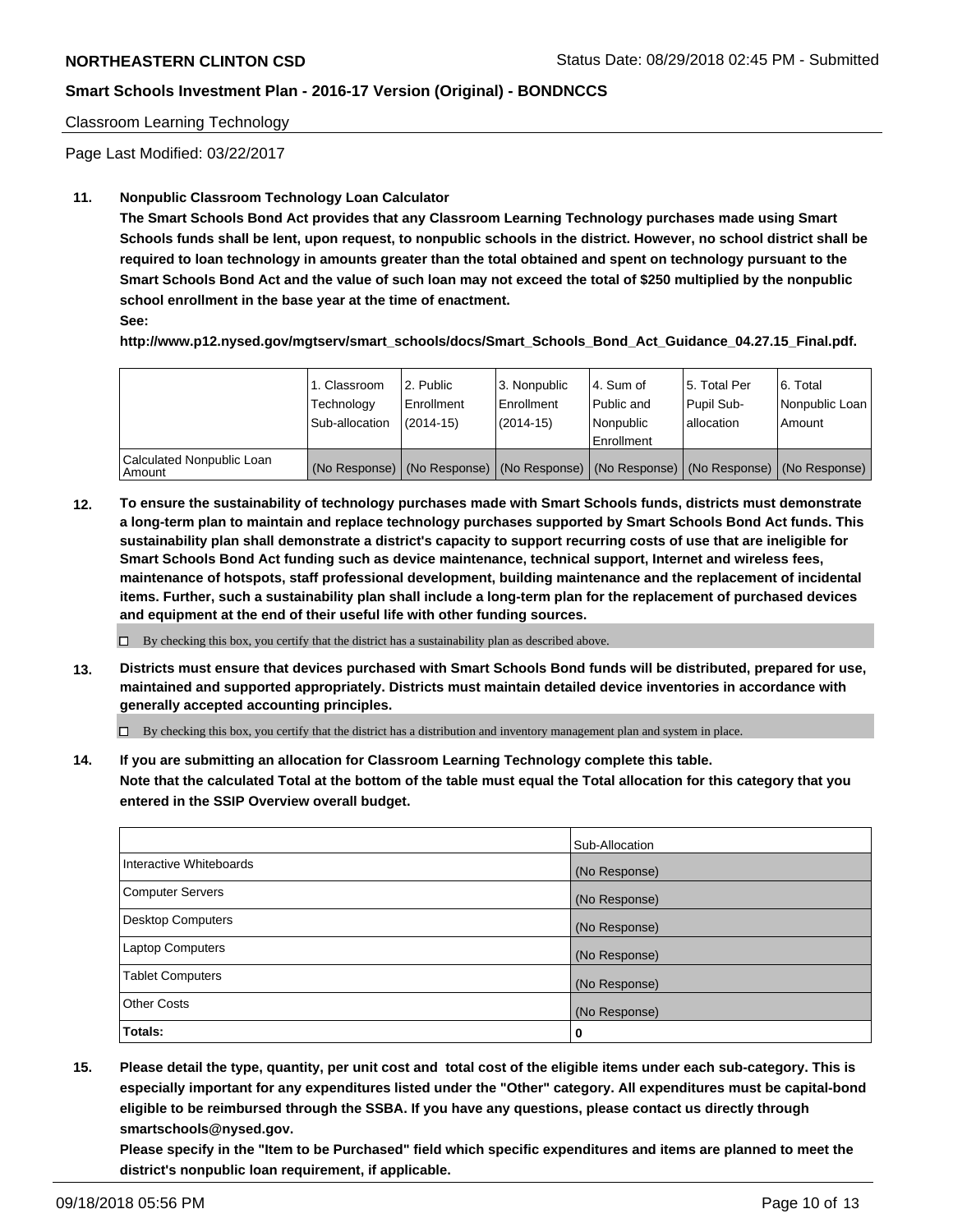Classroom Learning Technology

Page Last Modified: 03/22/2017

**11. Nonpublic Classroom Technology Loan Calculator**

**The Smart Schools Bond Act provides that any Classroom Learning Technology purchases made using Smart Schools funds shall be lent, upon request, to nonpublic schools in the district. However, no school district shall be required to loan technology in amounts greater than the total obtained and spent on technology pursuant to the Smart Schools Bond Act and the value of such loan may not exceed the total of $250 multiplied by the nonpublic school enrollment in the base year at the time of enactment.**

**See:**

**http://www.p12.nysed.gov/mgtserv/smart_schools/docs/Smart_Schools_Bond_Act_Guidance_04.27.15_Final.pdf.**

| | 1. Classroom Technology Sub-allocation | 2. Public Enrollment (2014-15) | 3. Nonpublic Enrollment (2014-15) | 4. Sum of Public and Nonpublic Enrollment | 5. Total Per Pupil Sub-allocation | 6. Total Nonpublic Loan Amount |
|---|---|---|---|---|---|---|
| Calculated Nonpublic Loan Amount | (No Response) | (No Response) | (No Response) | (No Response) | (No Response) | (No Response) |

**12. To ensure the sustainability of technology purchases made with Smart Schools funds, districts must demonstrate a long-term plan to maintain and replace technology purchases supported by Smart Schools Bond Act funds. This sustainability plan shall demonstrate a district's capacity to support recurring costs of use that are ineligible for Smart Schools Bond Act funding such as device maintenance, technical support, Internet and wireless fees, maintenance of hotspots, staff professional development, building maintenance and the replacement of incidental items. Further, such a sustainability plan shall include a long-term plan for the replacement of purchased devices and equipment at the end of their useful life with other funding sources.**

☐ By checking this box, you certify that the district has a sustainability plan as described above.

**13. Districts must ensure that devices purchased with Smart Schools Bond funds will be distributed, prepared for use, maintained and supported appropriately. Districts must maintain detailed device inventories in accordance with generally accepted accounting principles.**

☐ By checking this box, you certify that the district has a distribution and inventory management plan and system in place.

**14. If you are submitting an allocation for Classroom Learning Technology complete this table. Note that the calculated Total at the bottom of the table must equal the Total allocation for this category that you entered in the SSIP Overview overall budget.**

| | Sub-Allocation |
|---|---|
| Interactive Whiteboards | (No Response) |
| Computer Servers | (No Response) |
| Desktop Computers | (No Response) |
| Laptop Computers | (No Response) |
| Tablet Computers | (No Response) |
| Other Costs | (No Response) |
| **Totals:** | **0** |

**15. Please detail the type, quantity, per unit cost and total cost of the eligible items under each sub-category. This is especially important for any expenditures listed under the "Other" category. All expenditures must be capital-bond eligible to be reimbursed through the SSBA. If you have any questions, please contact us directly through smartschools@nysed.gov.**

**Please specify in the "Item to be Purchased" field which specific expenditures and items are planned to meet the district's nonpublic loan requirement, if applicable.**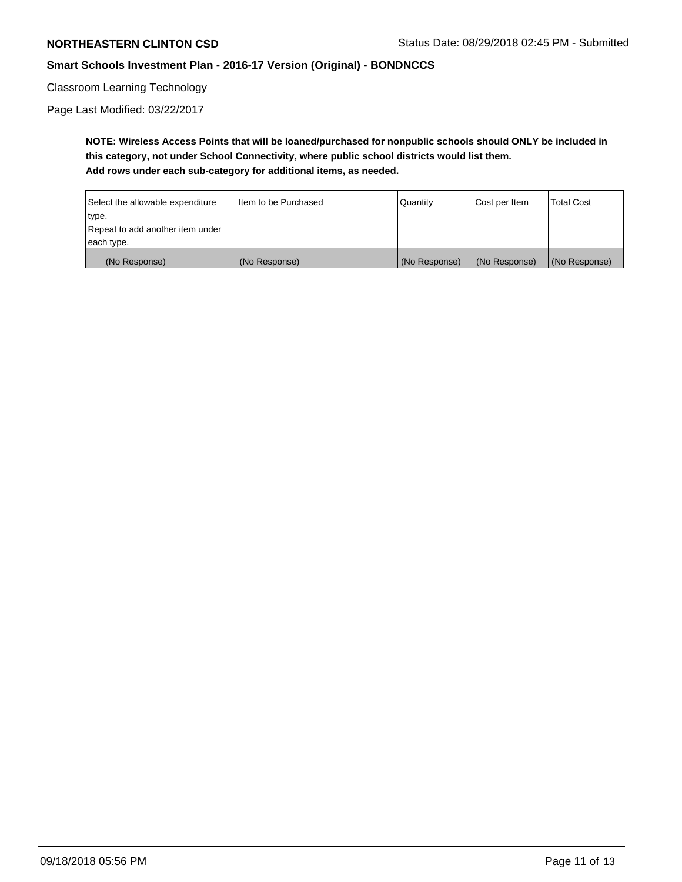Classroom Learning Technology

Page Last Modified: 03/22/2017

**NOTE: Wireless Access Points that will be loaned/purchased for nonpublic schools should ONLY be included in this category, not under School Connectivity, where public school districts would list them.**
**Add rows under each sub-category for additional items, as needed.**

| Select the allowable expenditure type. Repeat to add another item under each type. | Item to be Purchased | Quantity | Cost per Item | Total Cost |
|---|---|---|---|---|
| (No Response) | (No Response) | (No Response) | (No Response) | (No Response) |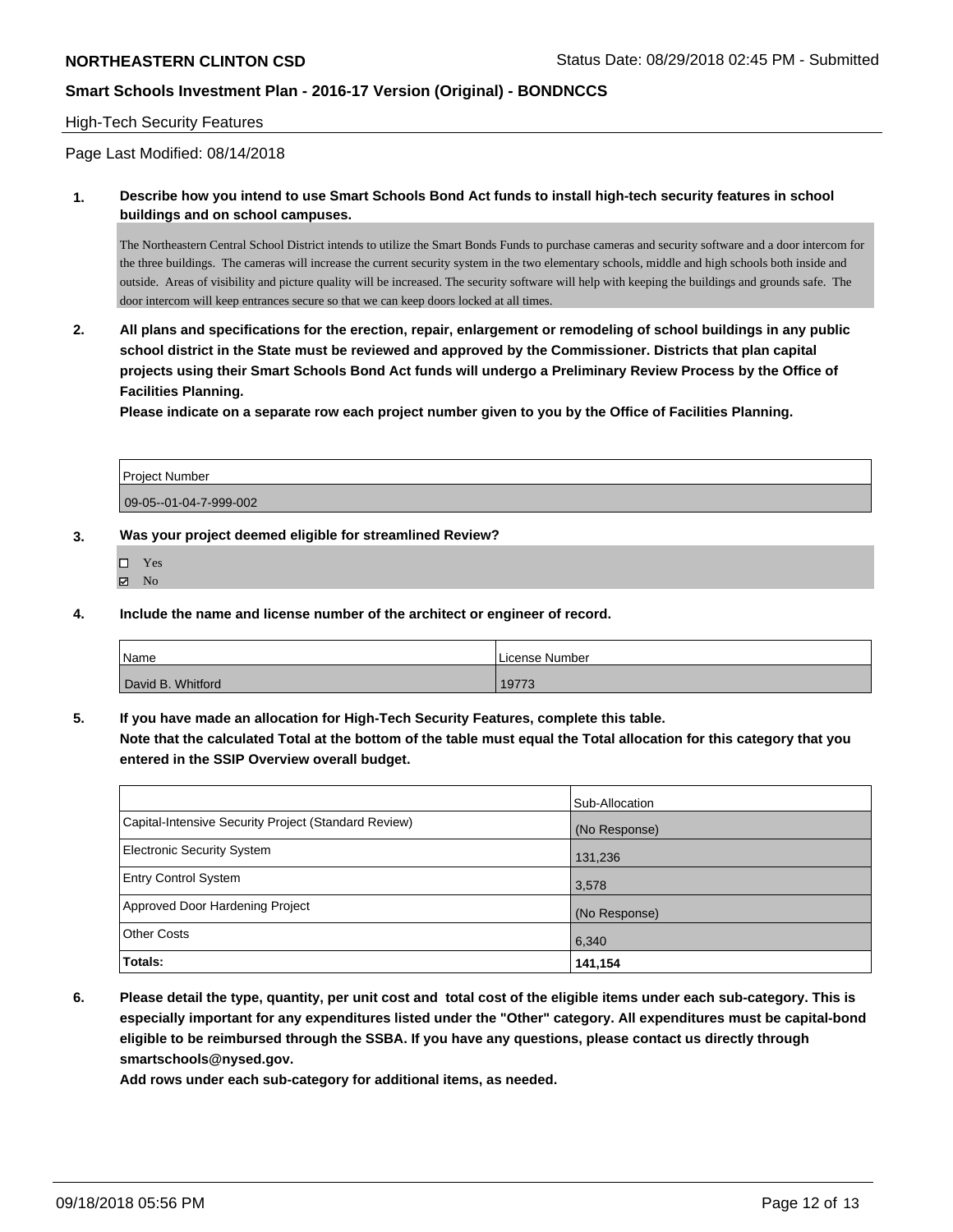High-Tech Security Features

Page Last Modified: 08/14/2018

**1. Describe how you intend to use Smart Schools Bond Act funds to install high-tech security features in school buildings and on school campuses.**

The Northeastern Central School District intends to utilize the Smart Bonds Funds to purchase cameras and security software and a door intercom for the three buildings. The cameras will increase the current security system in the two elementary schools, middle and high schools both inside and outside. Areas of visibility and picture quality will be increased. The security software will help with keeping the buildings and grounds safe. The door intercom will keep entrances secure so that we can keep doors locked at all times.

**2. All plans and specifications for the erection, repair, enlargement or remodeling of school buildings in any public school district in the State must be reviewed and approved by the Commissioner. Districts that plan capital projects using their Smart Schools Bond Act funds will undergo a Preliminary Review Process by the Office of Facilities Planning.**
**Please indicate on a separate row each project number given to you by the Office of Facilities Planning.**

| Project Number |
|---|
| 09-05--01-04-7-999-002 |

**3. Was your project deemed eligible for streamlined Review?**

- ☐ Yes
- ☑ No

**4. Include the name and license number of the architect or engineer of record.**

| Name | License Number |
|---|---|
| David B. Whitford | 19773 |

**5. If you have made an allocation for High-Tech Security Features, complete this table.**
**Note that the calculated Total at the bottom of the table must equal the Total allocation for this category that you entered in the SSIP Overview overall budget.**

| | Sub-Allocation |
|---|---|
| Capital-Intensive Security Project (Standard Review) | (No Response) |
| Electronic Security System | 131,236 |
| Entry Control System | 3,578 |
| Approved Door Hardening Project | (No Response) |
| Other Costs | 6,340 |
| **Totals:** | **141,154** |

**6. Please detail the type, quantity, per unit cost and total cost of the eligible items under each sub-category. This is especially important for any expenditures listed under the "Other" category. All expenditures must be capital-bond eligible to be reimbursed through the SSBA. If you have any questions, please contact us directly through smartschools@nysed.gov.**
**Add rows under each sub-category for additional items, as needed.**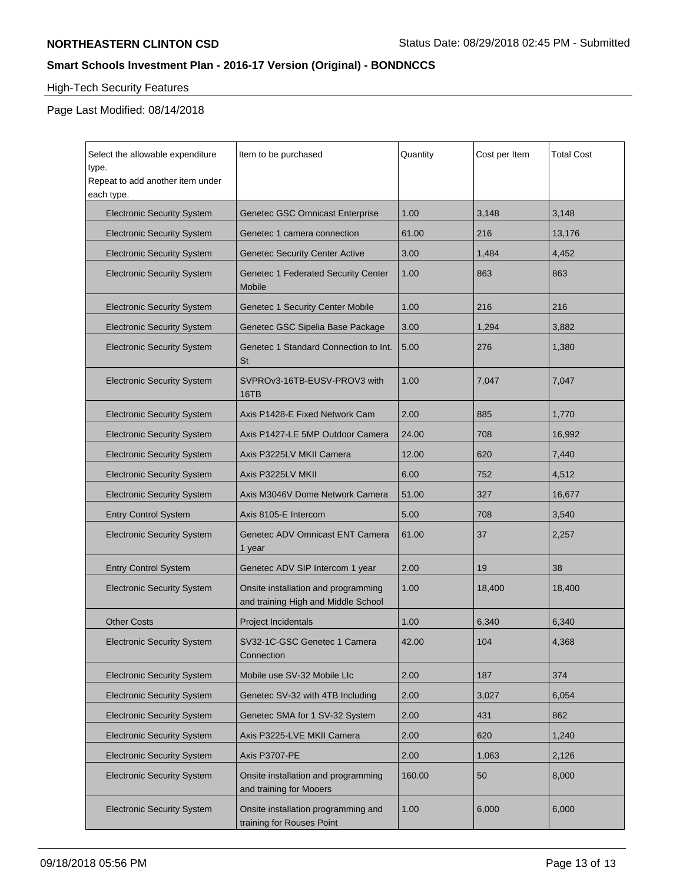High-Tech Security Features

Page Last Modified: 08/14/2018

| Select the allowable expenditure type. Repeat to add another item under each type. | Item to be purchased | Quantity | Cost per Item | Total Cost |
|---|---|---|---|---|
| Electronic Security System | Genetec GSC Omnicast Enterprise | 1.00 | 3,148 | 3,148 |
| Electronic Security System | Genetec 1 camera connection | 61.00 | 216 | 13,176 |
| Electronic Security System | Genetec Security Center Active | 3.00 | 1,484 | 4,452 |
| Electronic Security System | Genetec 1 Federated Security Center Mobile | 1.00 | 863 | 863 |
| Electronic Security System | Genetec 1 Security Center Mobile | 1.00 | 216 | 216 |
| Electronic Security System | Genetec GSC Sipelia Base Package | 3.00 | 1,294 | 3,882 |
| Electronic Security System | Genetec 1 Standard Connection to Int. St | 5.00 | 276 | 1,380 |
| Electronic Security System | SVPROv3-16TB-EUSV-PROV3 with 16TB | 1.00 | 7,047 | 7,047 |
| Electronic Security System | Axis P1428-E Fixed Network Cam | 2.00 | 885 | 1,770 |
| Electronic Security System | Axis P1427-LE 5MP Outdoor Camera | 24.00 | 708 | 16,992 |
| Electronic Security System | Axis P3225LV MKII Camera | 12.00 | 620 | 7,440 |
| Electronic Security System | Axis P3225LV MKII | 6.00 | 752 | 4,512 |
| Electronic Security System | Axis M3046V Dome Network Camera | 51.00 | 327 | 16,677 |
| Entry Control System | Axis 8105-E Intercom | 5.00 | 708 | 3,540 |
| Electronic Security System | Genetec ADV Omnicast ENT Camera 1 year | 61.00 | 37 | 2,257 |
| Entry Control System | Genetec ADV SIP Intercom 1 year | 2.00 | 19 | 38 |
| Electronic Security System | Onsite installation and programming and training High and Middle School | 1.00 | 18,400 | 18,400 |
| Other Costs | Project Incidentals | 1.00 | 6,340 | 6,340 |
| Electronic Security System | SV32-1C-GSC Genetec 1 Camera Connection | 42.00 | 104 | 4,368 |
| Electronic Security System | Mobile use SV-32 Mobile LIc | 2.00 | 187 | 374 |
| Electronic Security System | Genetec SV-32 with 4TB Including | 2.00 | 3,027 | 6,054 |
| Electronic Security System | Genetec SMA for 1 SV-32 System | 2.00 | 431 | 862 |
| Electronic Security System | Axis P3225-LVE MKII Camera | 2.00 | 620 | 1,240 |
| Electronic Security System | Axis P3707-PE | 2.00 | 1,063 | 2,126 |
| Electronic Security System | Onsite installation and programming and training for Mooers | 160.00 | 50 | 8,000 |
| Electronic Security System | Onsite installation programming and training for Rouses Point | 1.00 | 6,000 | 6,000 |